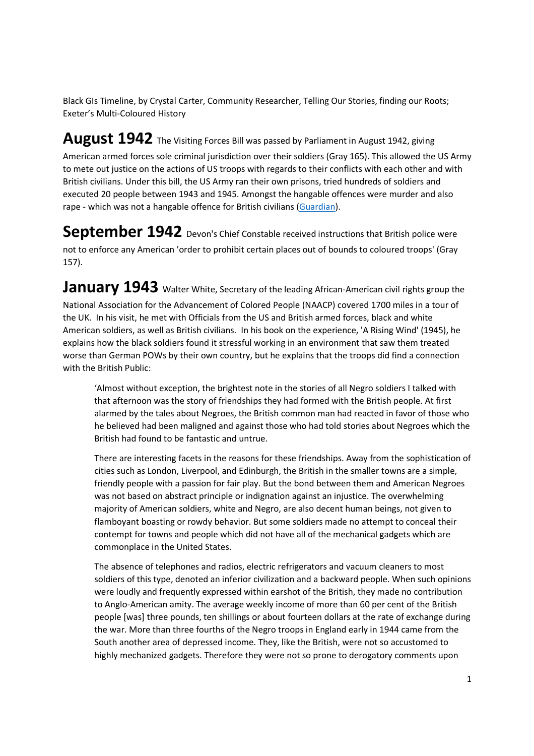Black GIs Timeline, by Crystal Carter, Community Researcher, Telling Our Stories, finding our Roots; Exeter's Multi-Coloured History

**August 1942** The Visiting Forces Bill was passed by Parliament in August 1942, giving American armed forces sole criminal jurisdiction over their soldiers (Gray 165). This allowed the US Army to mete out justice on the actions of US troops with regards to their conflicts with each other and with British civilians. Under this bill, the US Army ran their own prisons, tried hundreds of soldiers and executed 20 people between 1943 and 1945. Amongst the hangable offences were murder and also rape - which was not a hangable offence for British civilians (Guardian).

**September 1942** Devon's Chief Constable received instructions that British police were not to enforce any American 'order to prohibit certain places out of bounds to coloured troops' (Gray 157).

**January 1943** Walter White, Secretary of the leading African-American civil rights group the National Association for the Advancement of Colored People (NAACP) covered 1700 miles in a tour of the UK. In his visit, he met with Officials from the US and British armed forces, black and white American soldiers, as well as British civilians. In his book on the experience, 'A Rising Wind' (1945), he explains how the black soldiers found it stressful working in an environment that saw them treated worse than German POWs by their own country, but he explains that the troops did find a connection with the British Public:

> 'Almost without exception, the brightest note in the stories of all Negro soldiers I talked with that afternoon was the story of friendships they had formed with the British people. At first alarmed by the tales about Negroes, the British common man had reacted in favor of those who he believed had been maligned and against those who had told stories about Negroes which the British had found to be fantastic and untrue.
>
> There are interesting facets in the reasons for these friendships. Away from the sophistication of cities such as London, Liverpool, and Edinburgh, the British in the smaller towns are a simple, friendly people with a passion for fair play. But the bond between them and American Negroes was not based on abstract principle or indignation against an injustice. The overwhelming majority of American soldiers, white and Negro, are also decent human beings, not given to flamboyant boasting or rowdy behavior. But some soldiers made no attempt to conceal their contempt for towns and people which did not have all of the mechanical gadgets which are commonplace in the United States.
>
> The absence of telephones and radios, electric refrigerators and vacuum cleaners to most soldiers of this type, denoted an inferior civilization and a backward people. When such opinions were loudly and frequently expressed within earshot of the British, they made no contribution to Anglo-American amity. The average weekly income of more than 60 per cent of the British people [was] three pounds, ten shillings or about fourteen dollars at the rate of exchange during the war. More than three fourths of the Negro troops in England early in 1944 came from the South another area of depressed income. They, like the British, were not so accustomed to highly mechanized gadgets. Therefore they were not so prone to derogatory comments upon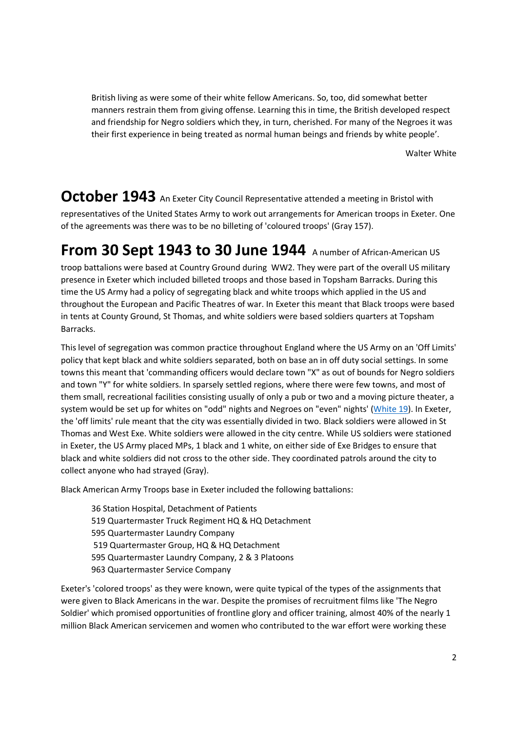British living as were some of their white fellow Americans. So, too, did somewhat better manners restrain them from giving offense. Learning this in time, the British developed respect and friendship for Negro soldiers which they, in turn, cherished. For many of the Negroes it was their first experience in being treated as normal human beings and friends by white people'.

Walter White

## October 1943

An Exeter City Council Representative attended a meeting in Bristol with representatives of the United States Army to work out arrangements for American troops in Exeter. One of the agreements was there was to be no billeting of 'coloured troops' (Gray 157).

## From 30 Sept 1943 to 30 June 1944

A number of African-American US troop battalions were based at Country Ground during WW2. They were part of the overall US military presence in Exeter which included billeted troops and those based in Topsham Barracks. During this time the US Army had a policy of segregating black and white troops which applied in the US and throughout the European and Pacific Theatres of war. In Exeter this meant that Black troops were based in tents at County Ground, St Thomas, and white soldiers were based soldiers quarters at Topsham Barracks.

This level of segregation was common practice throughout England where the US Army on an 'Off Limits' policy that kept black and white soldiers separated, both on base an in off duty social settings. In some towns this meant that 'commanding officers would declare town "X" as out of bounds for Negro soldiers and town "Y" for white soldiers. In sparsely settled regions, where there were few towns, and most of them small, recreational facilities consisting usually of only a pub or two and a moving picture theater, a system would be set up for whites on "odd" nights and Negroes on "even" nights' (White 19). In Exeter, the 'off limits' rule meant that the city was essentially divided in two. Black soldiers were allowed in St Thomas and West Exe. White soldiers were allowed in the city centre. While US soldiers were stationed in Exeter, the US Army placed MPs, 1 black and 1 white, on either side of Exe Bridges to ensure that black and white soldiers did not cross to the other side. They coordinated patrols around the city to collect anyone who had strayed (Gray).

Black American Army Troops base in Exeter included the following battalions:

- 36 Station Hospital, Detachment of Patients
- 519 Quartermaster Truck Regiment HQ & HQ Detachment
- 595 Quartermaster Laundry Company
- 519 Quartermaster Group, HQ & HQ Detachment
- 595 Quartermaster Laundry Company, 2 & 3 Platoons
- 963 Quartermaster Service Company

Exeter's 'colored troops' as they were known, were quite typical of the types of the assignments that were given to Black Americans in the war. Despite the promises of recruitment films like 'The Negro Soldier' which promised opportunities of frontline glory and officer training, almost 40% of the nearly 1 million Black American servicemen and women who contributed to the war effort were working these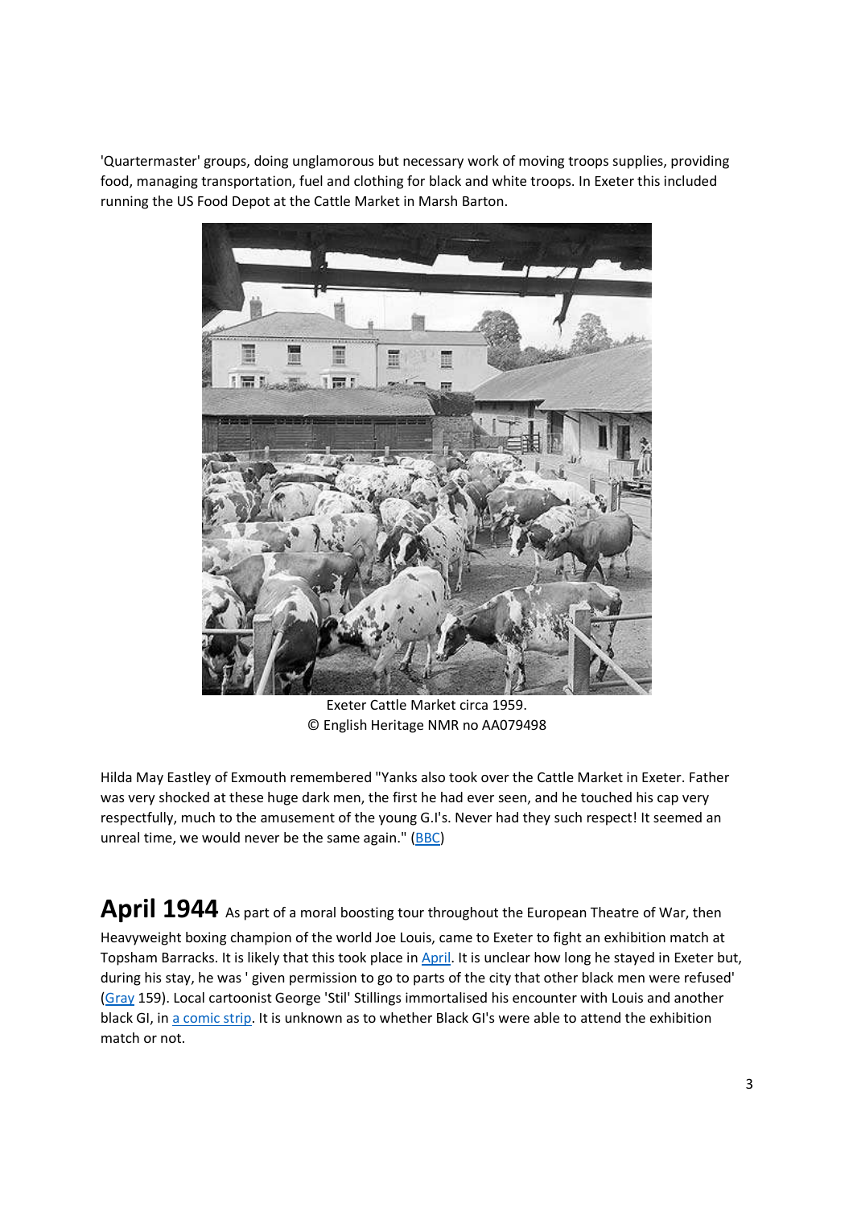'Quartermaster' groups, doing unglamorous but necessary work of moving troops supplies, providing food, managing transportation, fuel and clothing for black and white troops. In Exeter this included running the US Food Depot at the Cattle Market in Marsh Barton.

Exeter Cattle Market circa 1959.
© English Heritage NMR no AA079498

Hilda May Eastley of Exmouth remembered "Yanks also took over the Cattle Market in Exeter. Father was very shocked at these huge dark men, the first he had ever seen, and he touched his cap very respectfully, much to the amusement of the young G.I's. Never had they such respect! It seemed an unreal time, we would never be the same again." (BBC)

## April 1944

As part of a moral boosting tour throughout the European Theatre of War, then Heavyweight boxing champion of the world Joe Louis, came to Exeter to fight an exhibition match at Topsham Barracks. It is likely that this took place in April. It is unclear how long he stayed in Exeter but, during his stay, he was ' given permission to go to parts of the city that other black men were refused' (Gray 159). Local cartoonist George 'Stil' Stillings immortalised his encounter with Louis and another black GI, in a comic strip. It is unknown as to whether Black GI's were able to attend the exhibition match or not.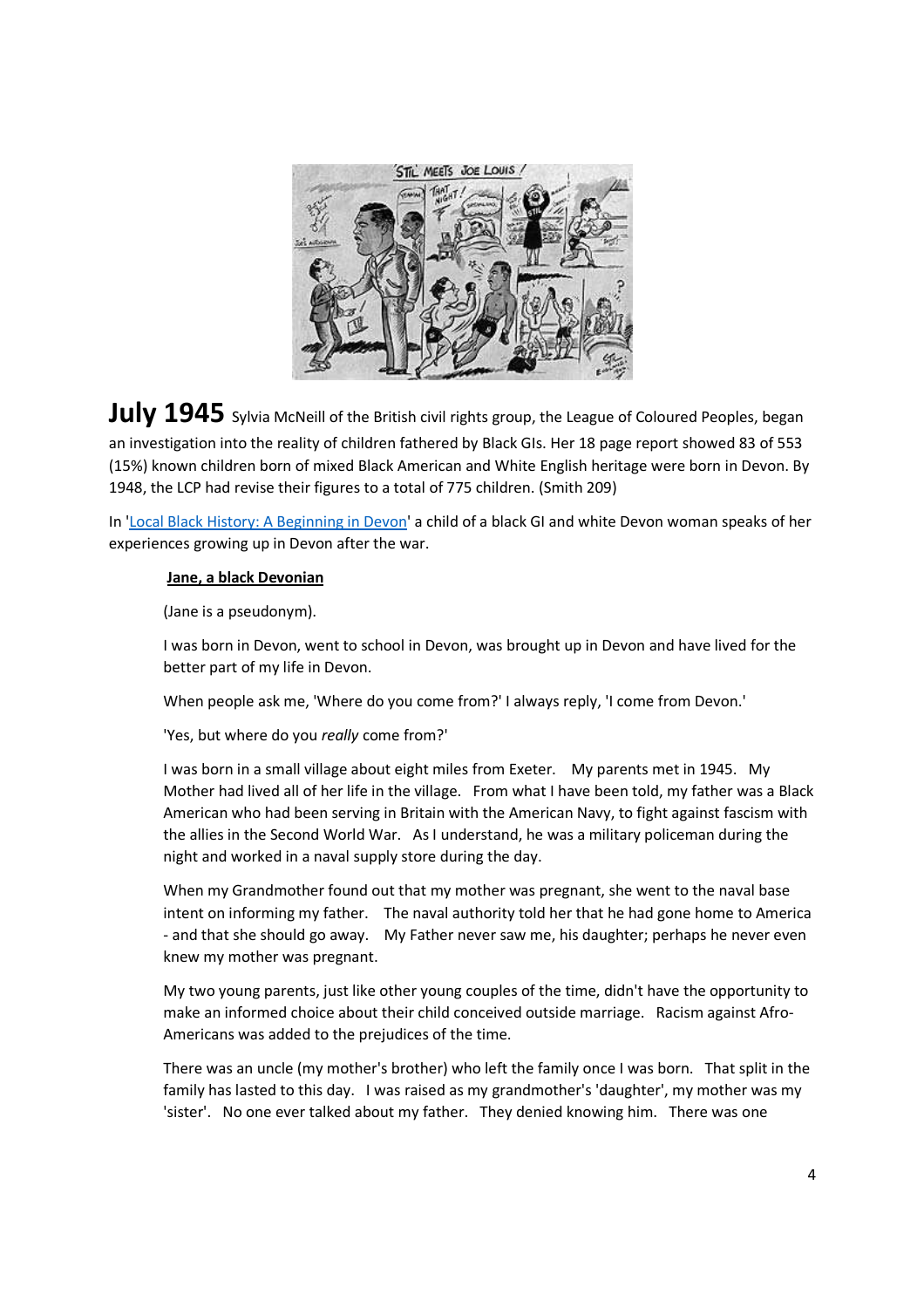**July 1945** Sylvia McNeill of the British civil rights group, the League of Coloured Peoples, began an investigation into the reality of children fathered by Black GIs. Her 18 page report showed 83 of 553 (15%) known children born of mixed Black American and White English heritage were born in Devon. By 1948, the LCP had revise their figures to a total of 775 children. (Smith 209)

In '[Local Black History: A Beginning in Devon]' a child of a black GI and white Devon woman speaks of her experiences growing up in Devon after the war.

> **Jane, a black Devonian**
>
> (Jane is a pseudonym).
>
> I was born in Devon, went to school in Devon, was brought up in Devon and have lived for the better part of my life in Devon.
>
> When people ask me, 'Where do you come from?' I always reply, 'I come from Devon.'
>
> 'Yes, but where do you *really* come from?'
>
> I was born in a small village about eight miles from Exeter. My parents met in 1945. My Mother had lived all of her life in the village. From what I have been told, my father was a Black American who had been serving in Britain with the American Navy, to fight against fascism with the allies in the Second World War. As I understand, he was a military policeman during the night and worked in a naval supply store during the day.
>
> When my Grandmother found out that my mother was pregnant, she went to the naval base intent on informing my father. The naval authority told her that he had gone home to America - and that she should go away. My Father never saw me, his daughter; perhaps he never even knew my mother was pregnant.
>
> My two young parents, just like other young couples of the time, didn't have the opportunity to make an informed choice about their child conceived outside marriage. Racism against Afro-Americans was added to the prejudices of the time.
>
> There was an uncle (my mother's brother) who left the family once I was born. That split in the family has lasted to this day. I was raised as my grandmother's 'daughter', my mother was my 'sister'. No one ever talked about my father. They denied knowing him. There was one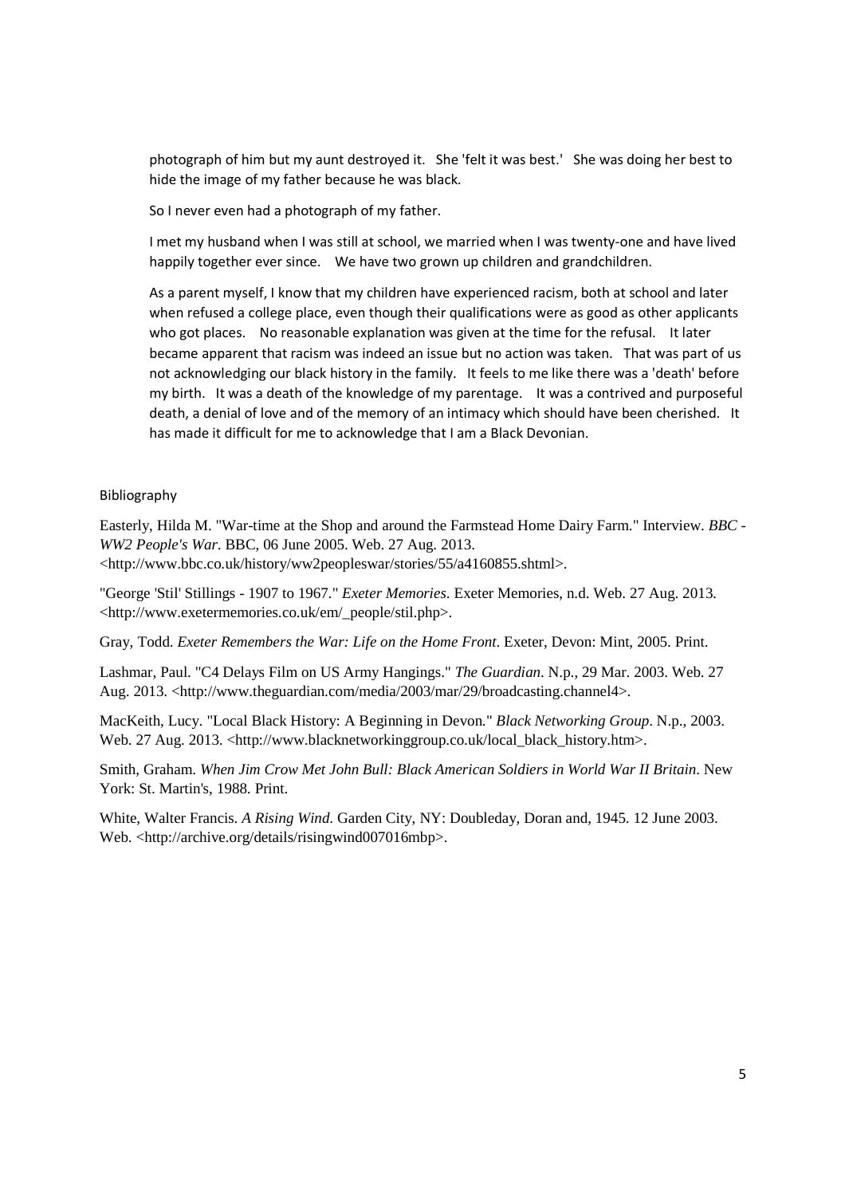photograph of him but my aunt destroyed it. She 'felt it was best.' She was doing her best to hide the image of my father because he was black.

So I never even had a photograph of my father.

I met my husband when I was still at school, we married when I was twenty-one and have lived happily together ever since. We have two grown up children and grandchildren.

As a parent myself, I know that my children have experienced racism, both at school and later when refused a college place, even though their qualifications were as good as other applicants who got places. No reasonable explanation was given at the time for the refusal. It later became apparent that racism was indeed an issue but no action was taken. That was part of us not acknowledging our black history in the family. It feels to me like there was a 'death' before my birth. It was a death of the knowledge of my parentage. It was a contrived and purposeful death, a denial of love and of the memory of an intimacy which should have been cherished. It has made it difficult for me to acknowledge that I am a Black Devonian.

## Bibliography

Easterly, Hilda M. "War-time at the Shop and around the Farmstead Home Dairy Farm." Interview. *BBC - WW2 People's War*. BBC, 06 June 2005. Web. 27 Aug. 2013. <http://www.bbc.co.uk/history/ww2peopleswar/stories/55/a4160855.shtml>.

"George 'Stil' Stillings - 1907 to 1967." *Exeter Memories*. Exeter Memories, n.d. Web. 27 Aug. 2013. <http://www.exetermemories.co.uk/em/_people/stil.php>.

Gray, Todd. *Exeter Remembers the War: Life on the Home Front*. Exeter, Devon: Mint, 2005. Print.

Lashmar, Paul. "C4 Delays Film on US Army Hangings." *The Guardian*. N.p., 29 Mar. 2003. Web. 27 Aug. 2013. <http://www.theguardian.com/media/2003/mar/29/broadcasting.channel4>.

MacKeith, Lucy. "Local Black History: A Beginning in Devon." *Black Networking Group*. N.p., 2003. Web. 27 Aug. 2013. <http://www.blacknetworkinggroup.co.uk/local_black_history.htm>.

Smith, Graham. *When Jim Crow Met John Bull: Black American Soldiers in World War II Britain*. New York: St. Martin's, 1988. Print.

White, Walter Francis. *A Rising Wind*. Garden City, NY: Doubleday, Doran and, 1945. 12 June 2003. Web. <http://archive.org/details/risingwind007016mbp>.